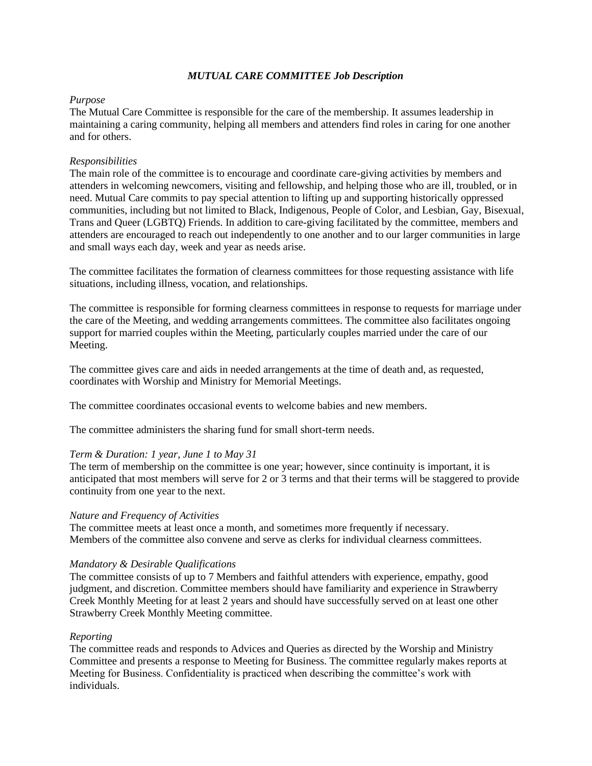# *MUTUAL CARE COMMITTEE Job Description*

*Purpose*

The Mutual Care Committee is responsible for the care of the membership. It assumes leadership in maintaining a caring community, helping all members and attenders find roles in caring for one another and for others.

*Responsibilities*

The main role of the committee is to encourage and coordinate care-giving activities by members and attenders in welcoming newcomers, visiting and fellowship, and helping those who are ill, troubled, or in need. Mutual Care commits to pay special attention to lifting up and supporting historically oppressed communities, including but not limited to Black, Indigenous, People of Color, and Lesbian, Gay, Bisexual, Trans and Queer (LGBTQ) Friends. In addition to care-giving facilitated by the committee, members and attenders are encouraged to reach out independently to one another and to our larger communities in large and small ways each day, week and year as needs arise.

The committee facilitates the formation of clearness committees for those requesting assistance with life situations, including illness, vocation, and relationships.

The committee is responsible for forming clearness committees in response to requests for marriage under the care of the Meeting, and wedding arrangements committees. The committee also facilitates ongoing support for married couples within the Meeting, particularly couples married under the care of our Meeting.

The committee gives care and aids in needed arrangements at the time of death and, as requested, coordinates with Worship and Ministry for Memorial Meetings.

The committee coordinates occasional events to welcome babies and new members.

The committee administers the sharing fund for small short-term needs.

*Term & Duration: 1 year, June 1 to May 31*

The term of membership on the committee is one year; however, since continuity is important, it is anticipated that most members will serve for 2 or 3 terms and that their terms will be staggered to provide continuity from one year to the next.

*Nature and Frequency of Activities*

The committee meets at least once a month, and sometimes more frequently if necessary.
Members of the committee also convene and serve as clerks for individual clearness committees.

*Mandatory & Desirable Qualifications*

The committee consists of up to 7 Members and faithful attenders with experience, empathy, good judgment, and discretion. Committee members should have familiarity and experience in Strawberry Creek Monthly Meeting for at least 2 years and should have successfully served on at least one other Strawberry Creek Monthly Meeting committee.

*Reporting*

The committee reads and responds to Advices and Queries as directed by the Worship and Ministry Committee and presents a response to Meeting for Business. The committee regularly makes reports at Meeting for Business. Confidentiality is practiced when describing the committee's work with individuals.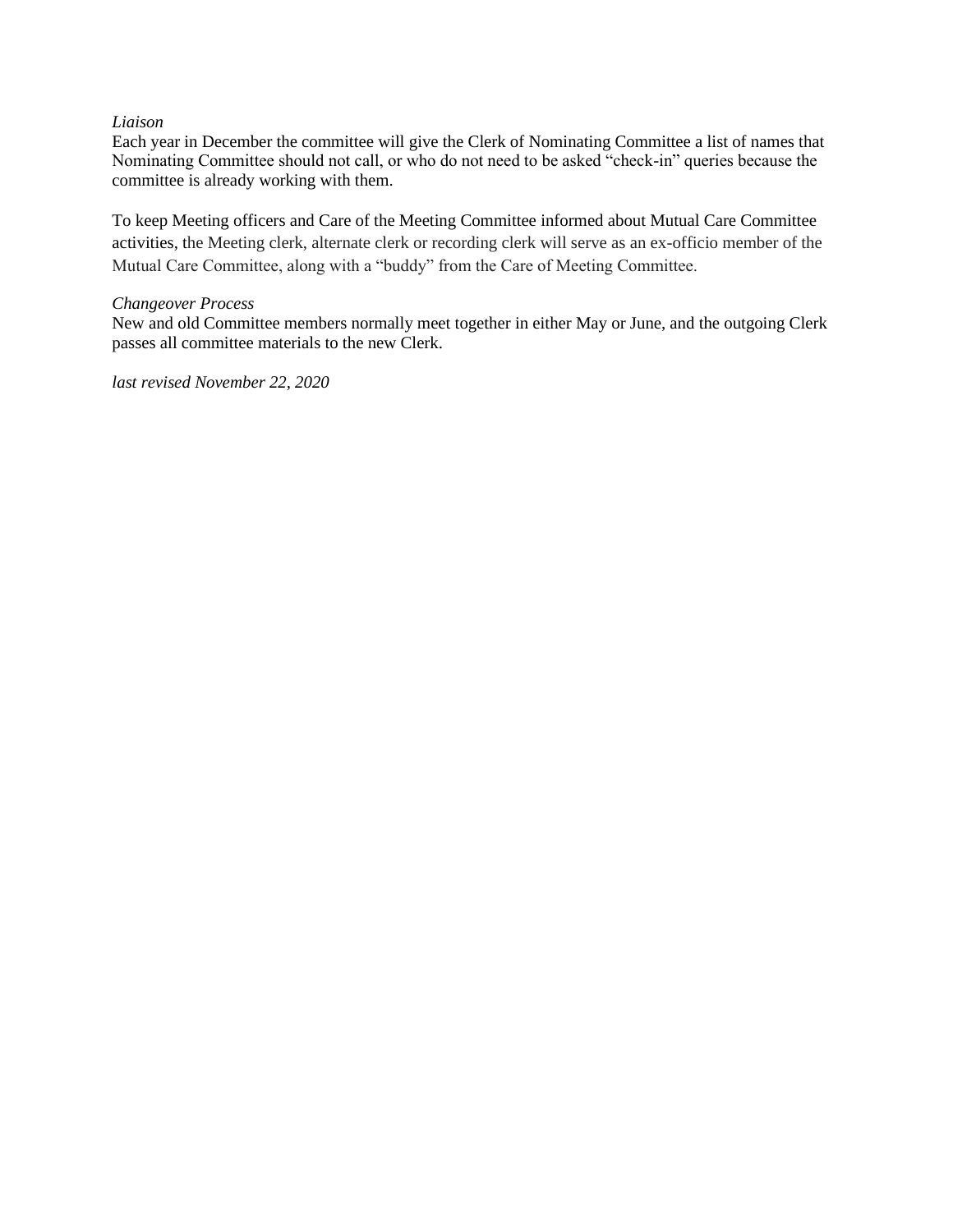*Liaison*

Each year in December the committee will give the Clerk of Nominating Committee a list of names that Nominating Committee should not call, or who do not need to be asked "check-in" queries because the committee is already working with them.

To keep Meeting officers and Care of the Meeting Committee informed about Mutual Care Committee activities, the Meeting clerk, alternate clerk or recording clerk will serve as an ex-officio member of the Mutual Care Committee, along with a "buddy" from the Care of Meeting Committee.

*Changeover Process*

New and old Committee members normally meet together in either May or June, and the outgoing Clerk passes all committee materials to the new Clerk.

*last revised November 22, 2020*